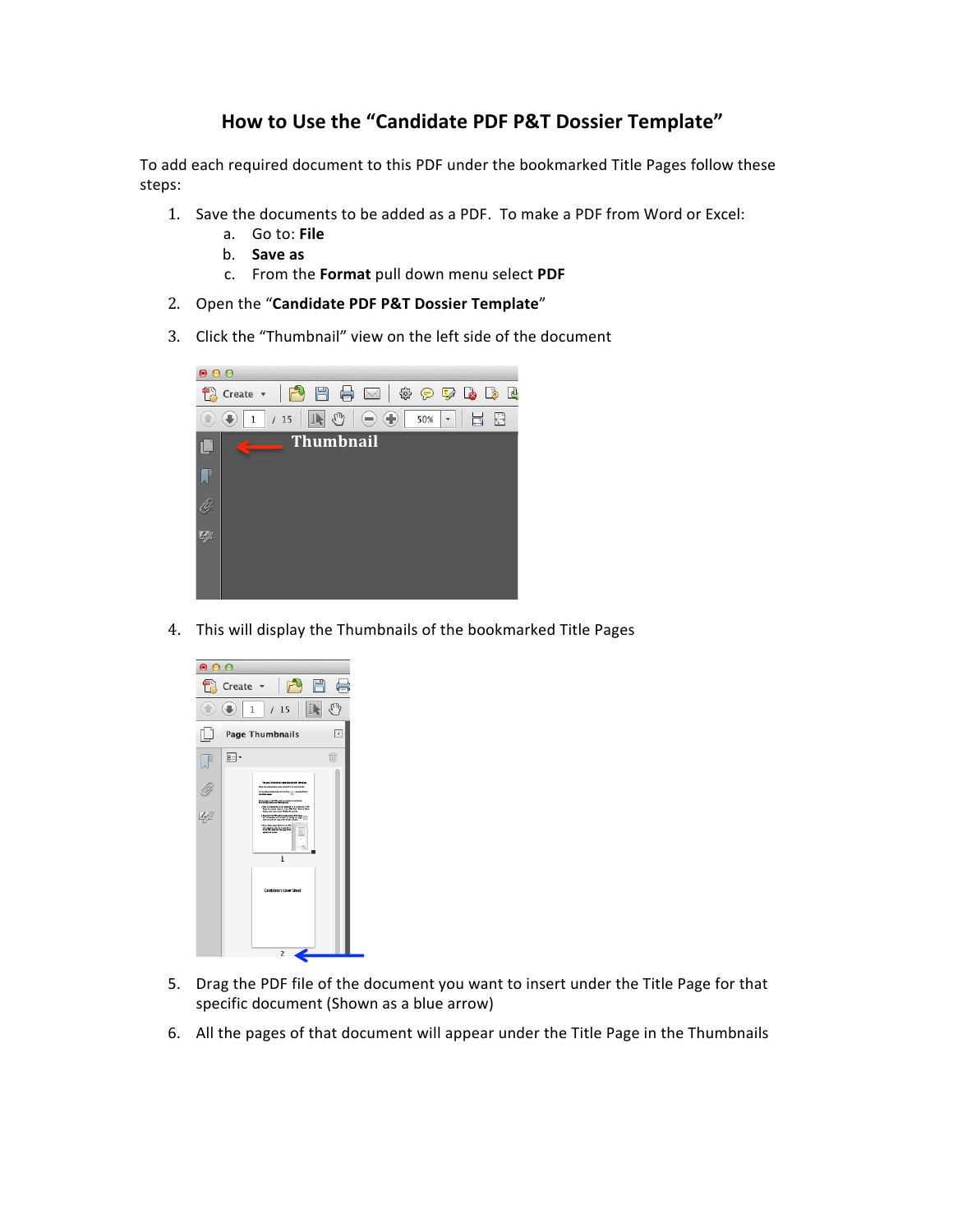# How to Use the "Candidate PDF P&T Dossier Template"

To add each required document to this PDF under the bookmarked Title Pages follow these steps:

1. Save the documents to be added as a PDF. To make a PDF from Word or Excel:
    a. Go to: **File**
    b. **Save as**
    c. From the **Format** pull down menu select **PDF**
2. Open the "**Candidate PDF P&T Dossier Template**"
3. Click the "Thumbnail" view on the left side of the document
4. This will display the Thumbnails of the bookmarked Title Pages
5. Drag the PDF file of the document you want to insert under the Title Page for that specific document (Shown as a blue arrow)
6. All the pages of that document will appear under the Title Page in the Thumbnails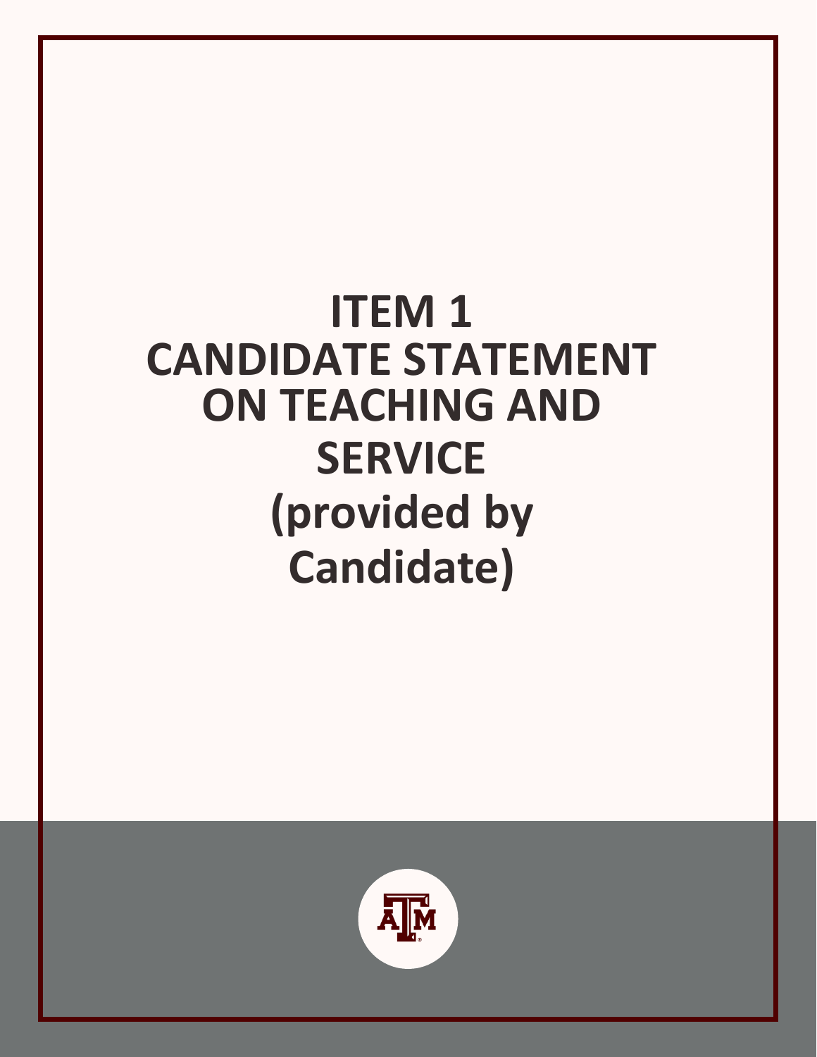# ITEM 1
# CANDIDATE STATEMENT ON TEACHING AND SERVICE
# (provided by Candidate)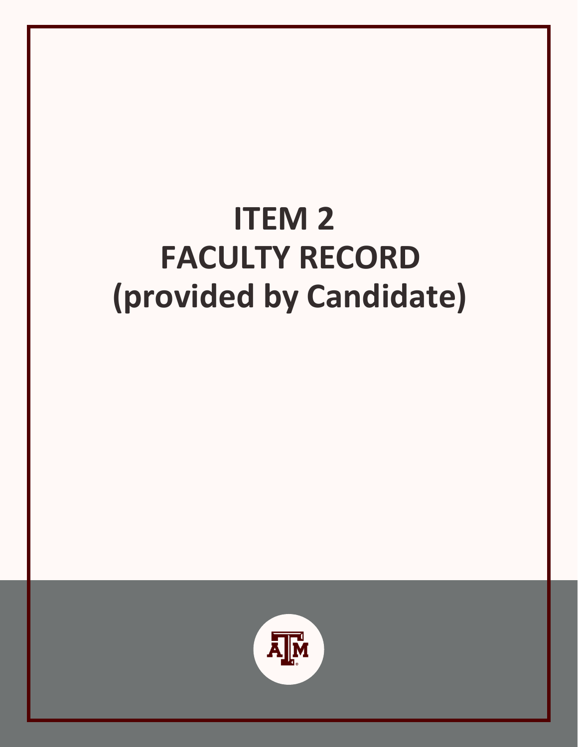# ITEM 2
# FACULTY RECORD
# (provided by Candidate)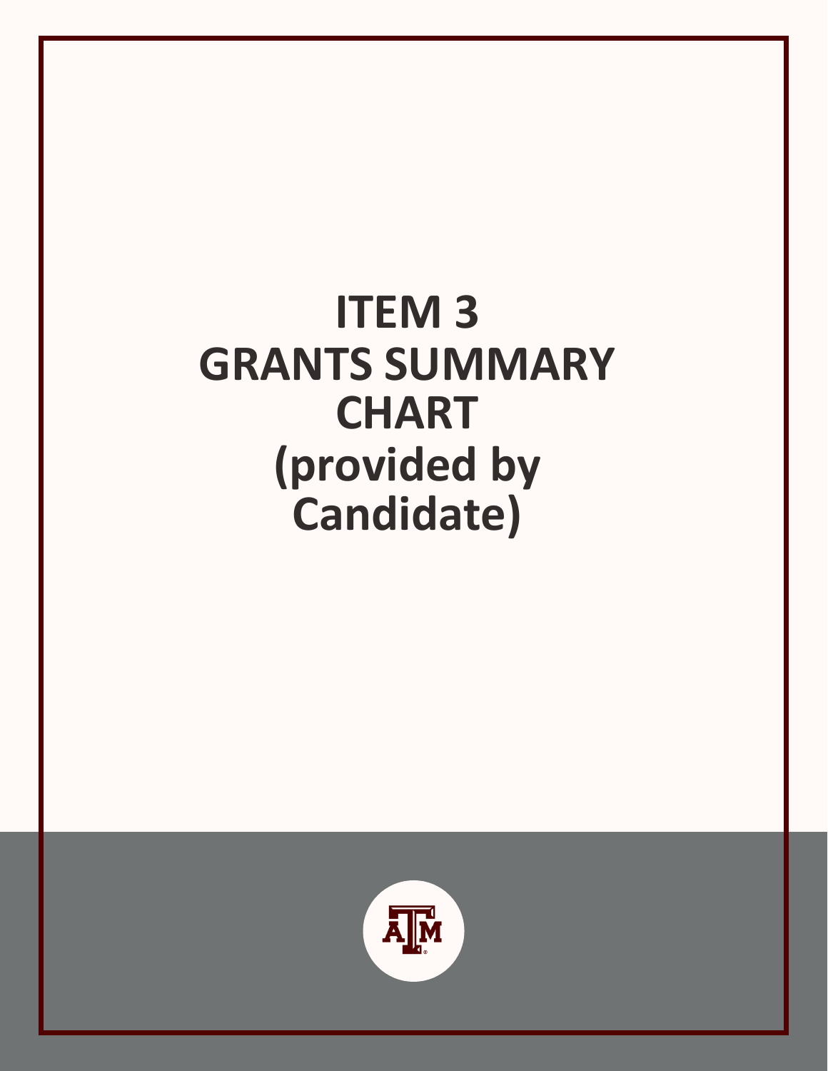# ITEM 3
# GRANTS SUMMARY CHART
# (provided by Candidate)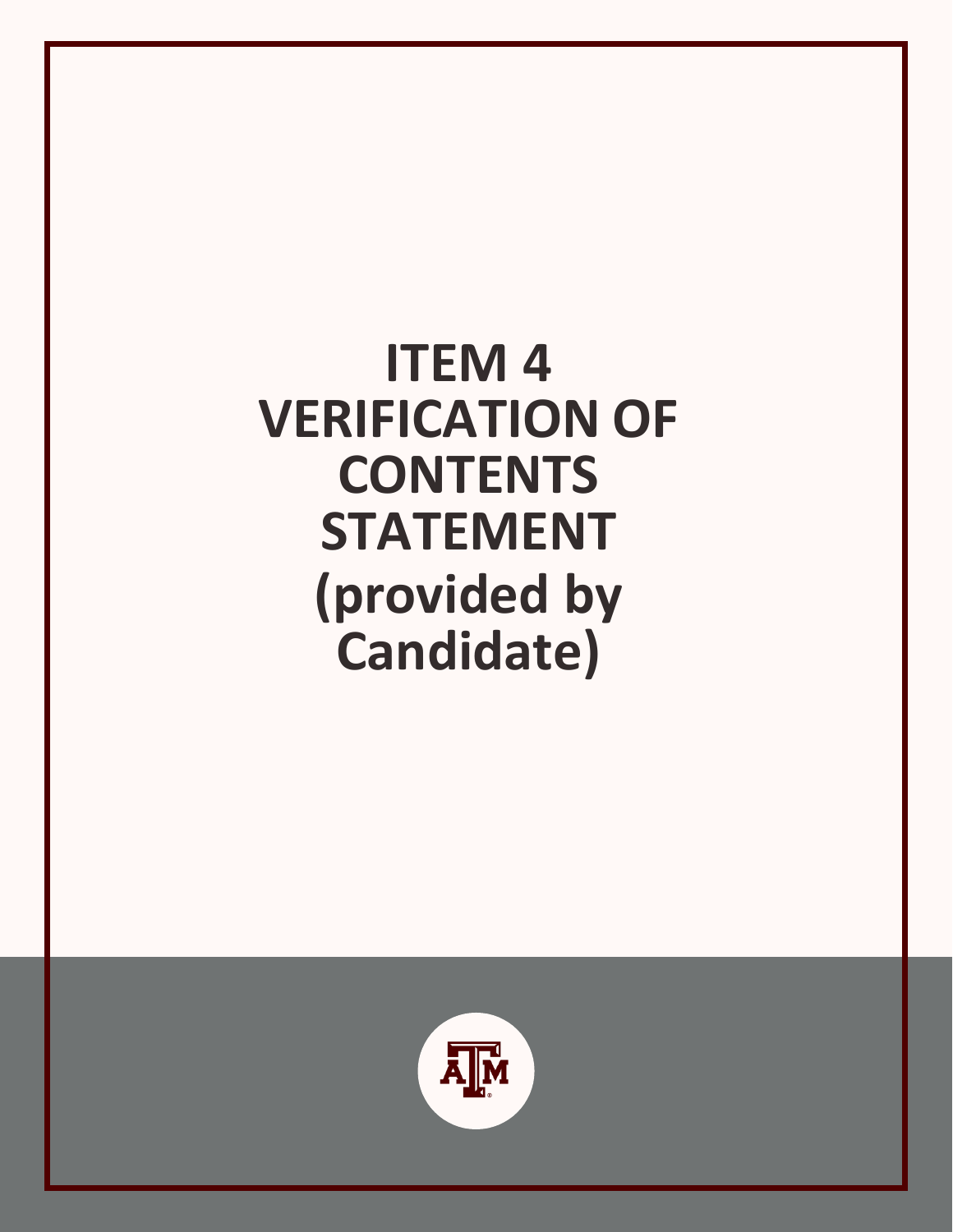# ITEM 4
# VERIFICATION OF CONTENTS STATEMENT
# (provided by Candidate)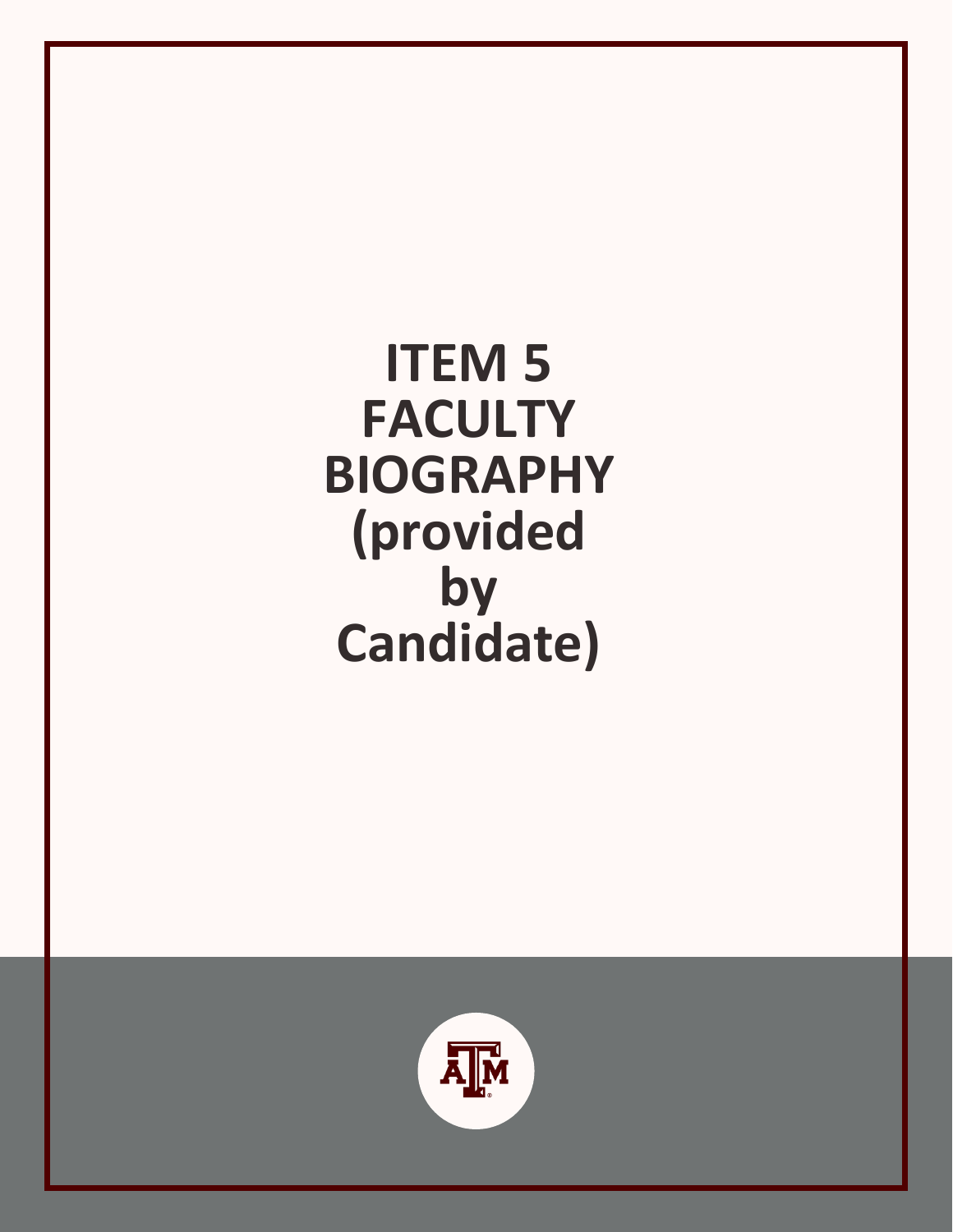# ITEM 5 FACULTY BIOGRAPHY (provided by Candidate)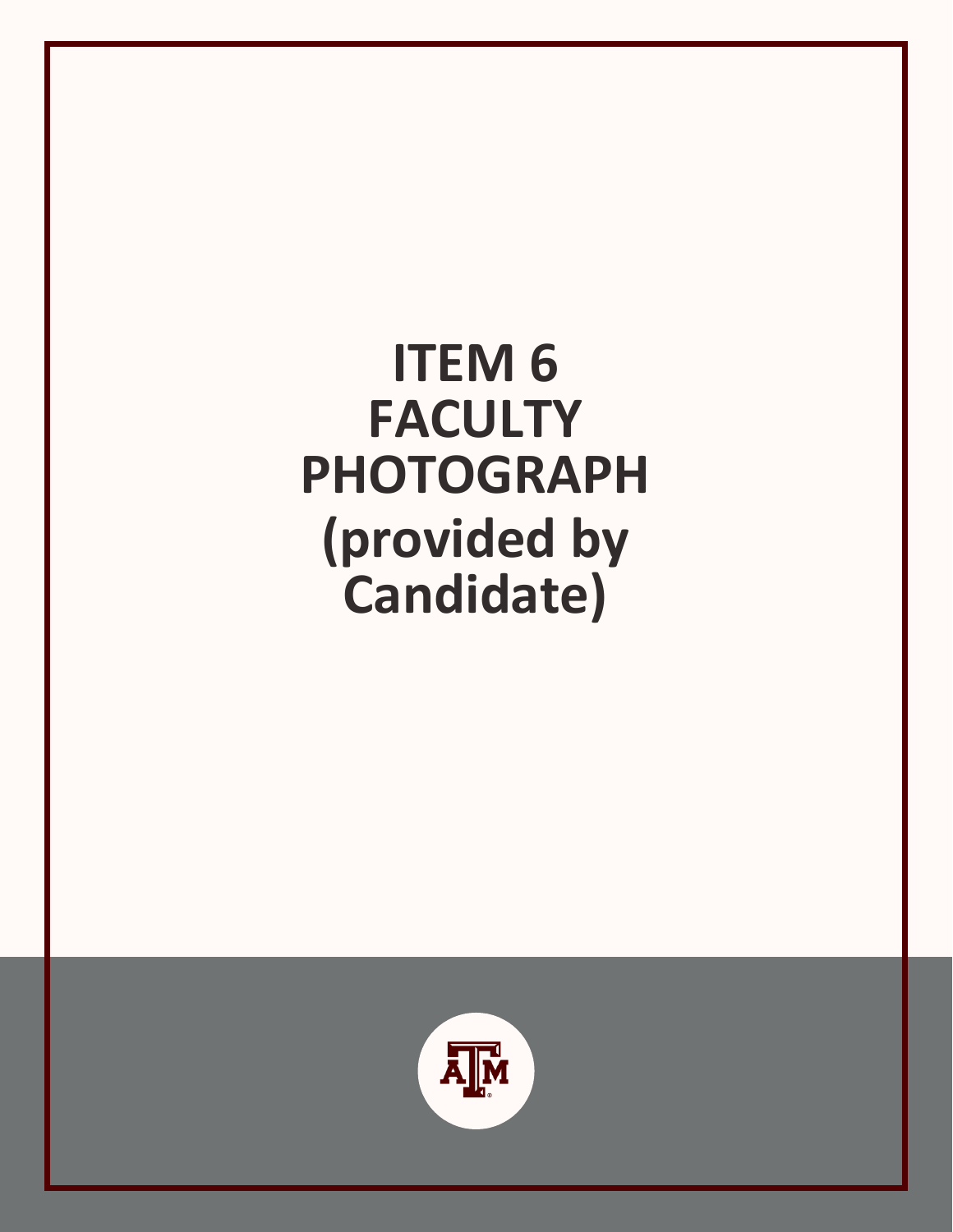# ITEM 6
# FACULTY PHOTOGRAPH
# (provided by Candidate)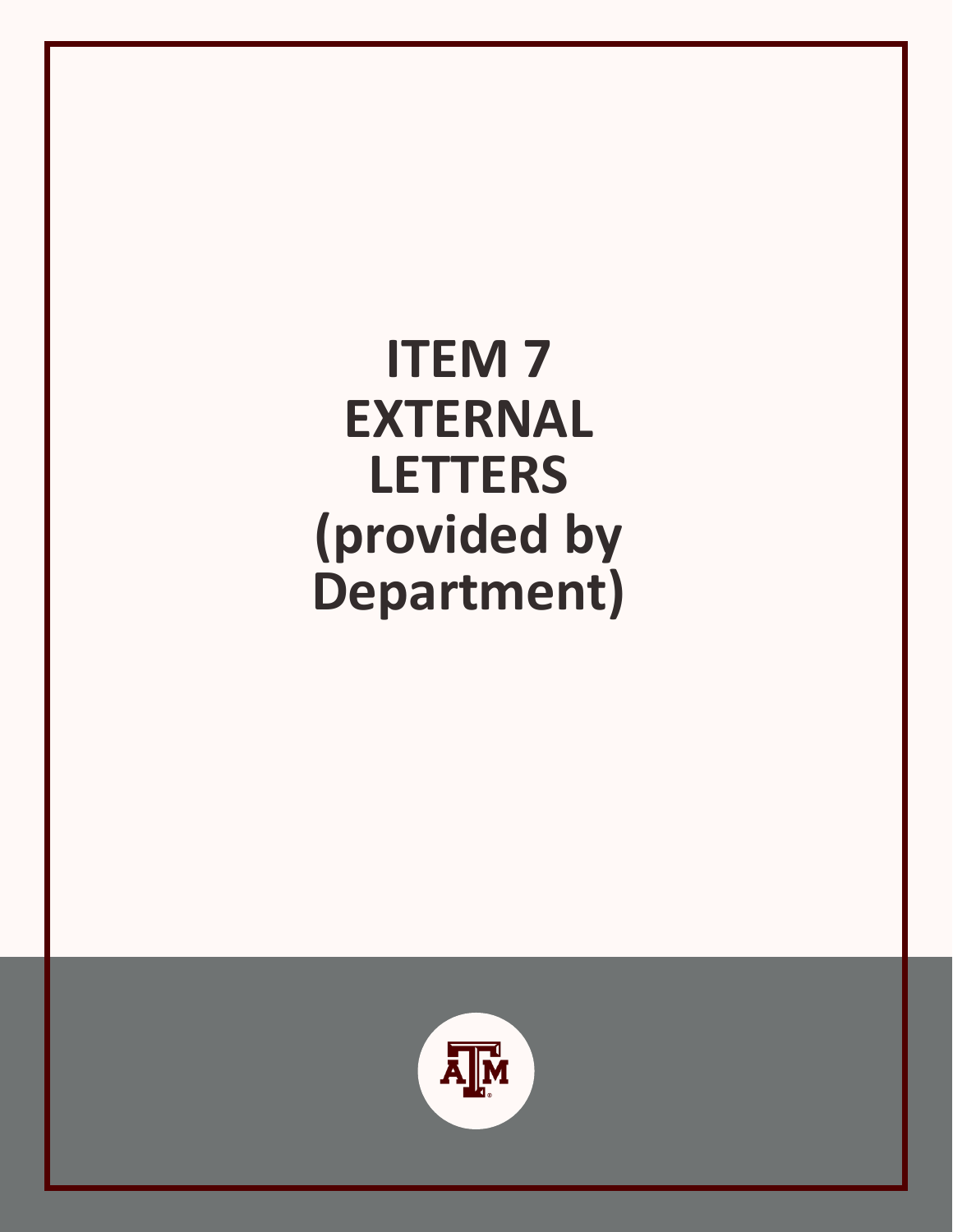# ITEM 7
# EXTERNAL LETTERS
# (provided by Department)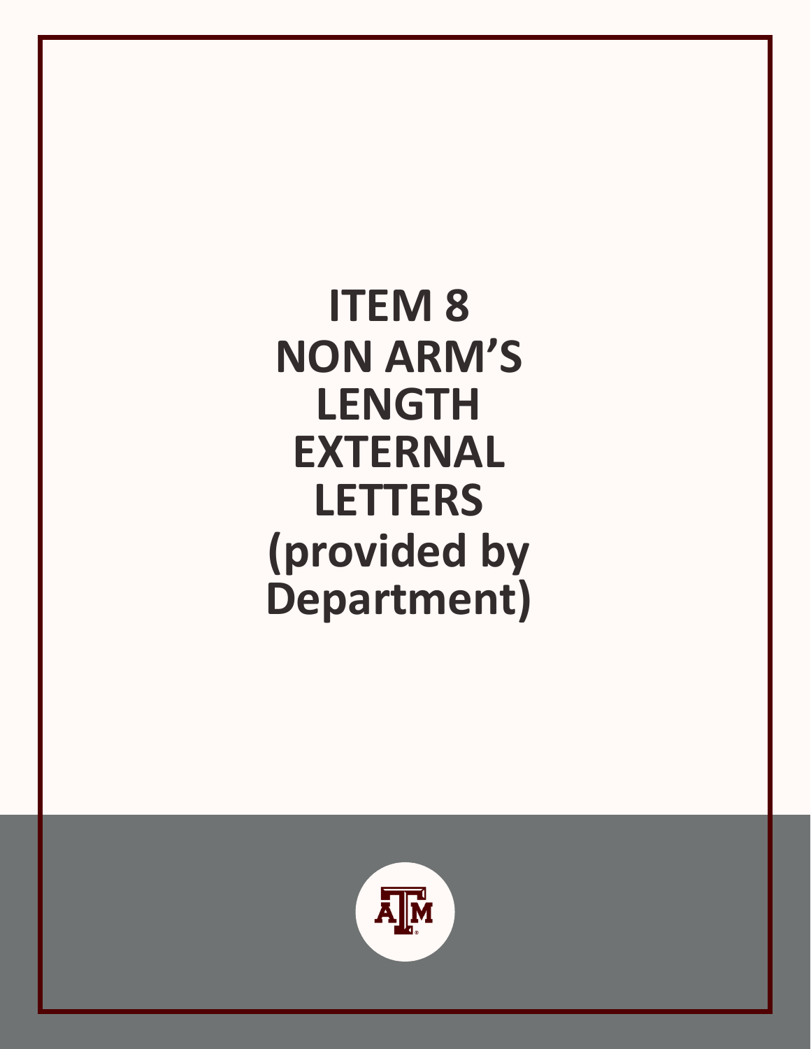# ITEM 8 NON ARM'S LENGTH EXTERNAL LETTERS (provided by Department)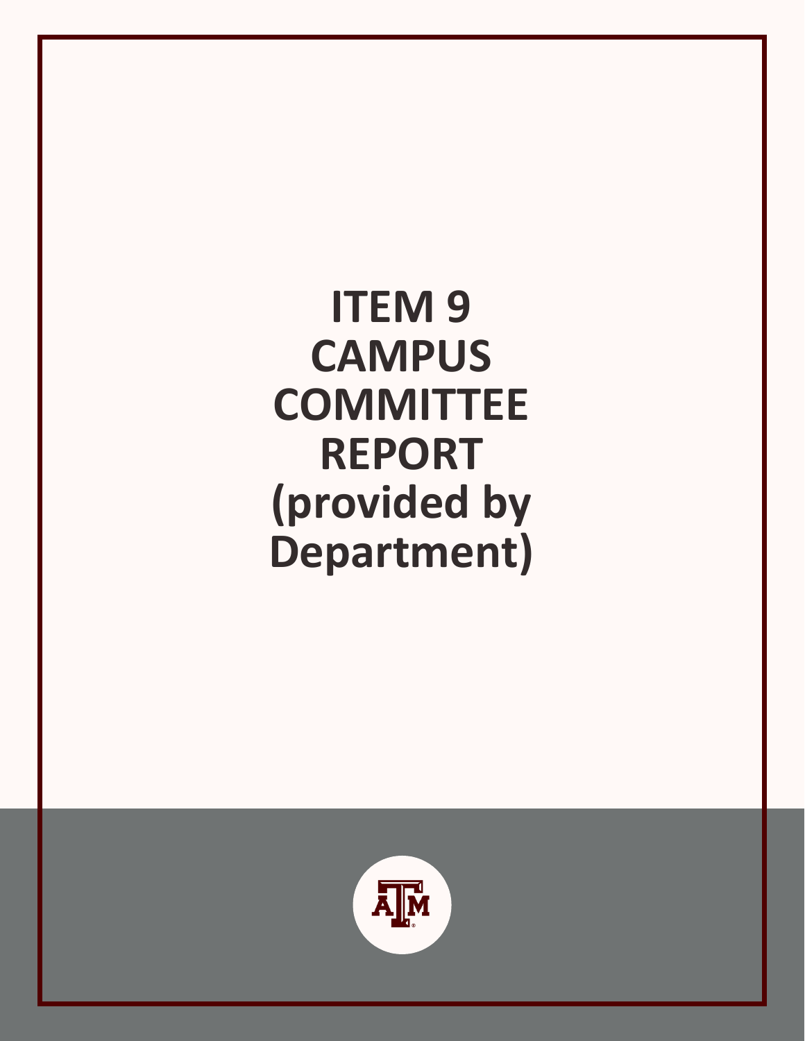# ITEM 9 CAMPUS COMMITTEE REPORT (provided by Department)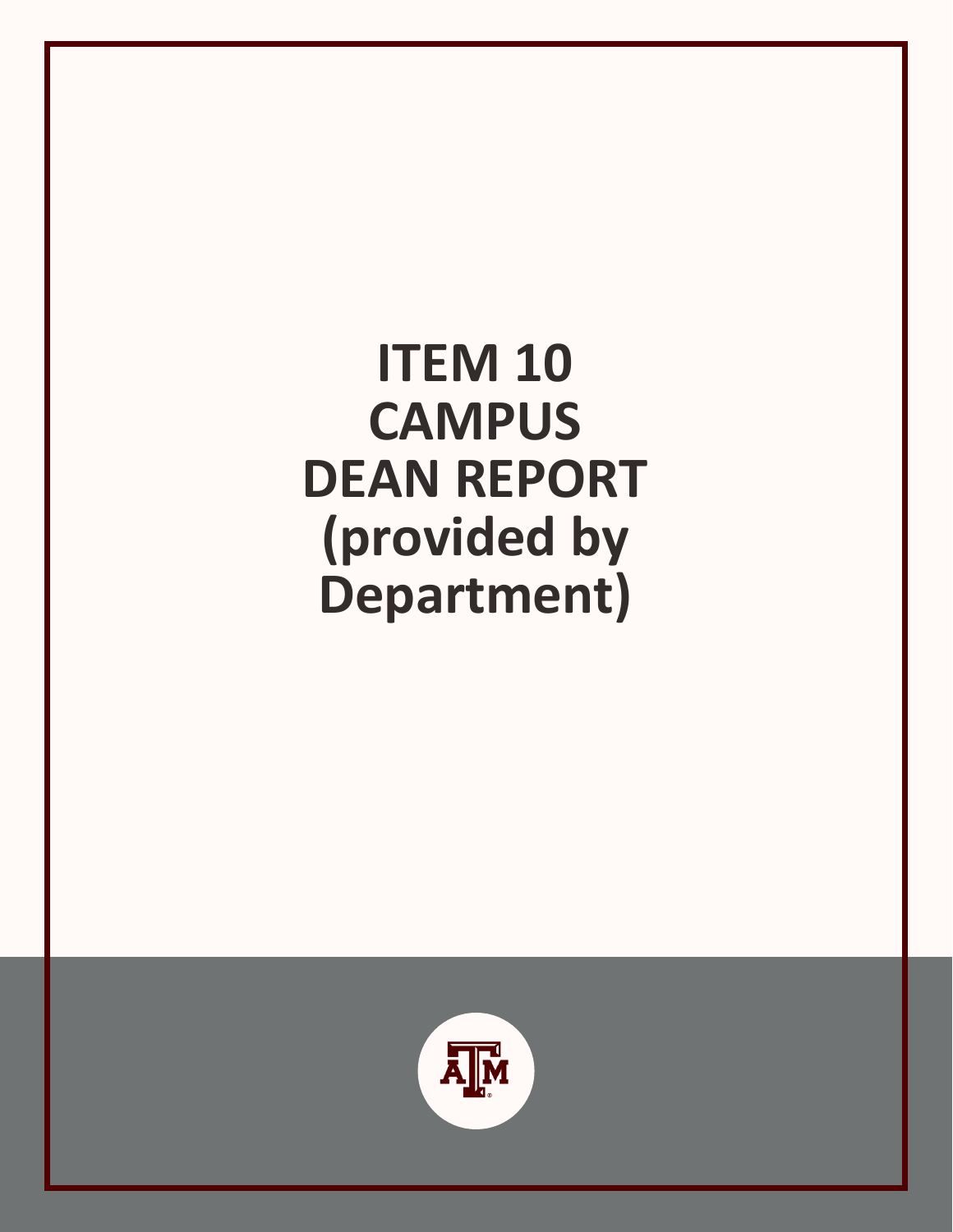# ITEM 10
# CAMPUS DEAN REPORT
# (provided by Department)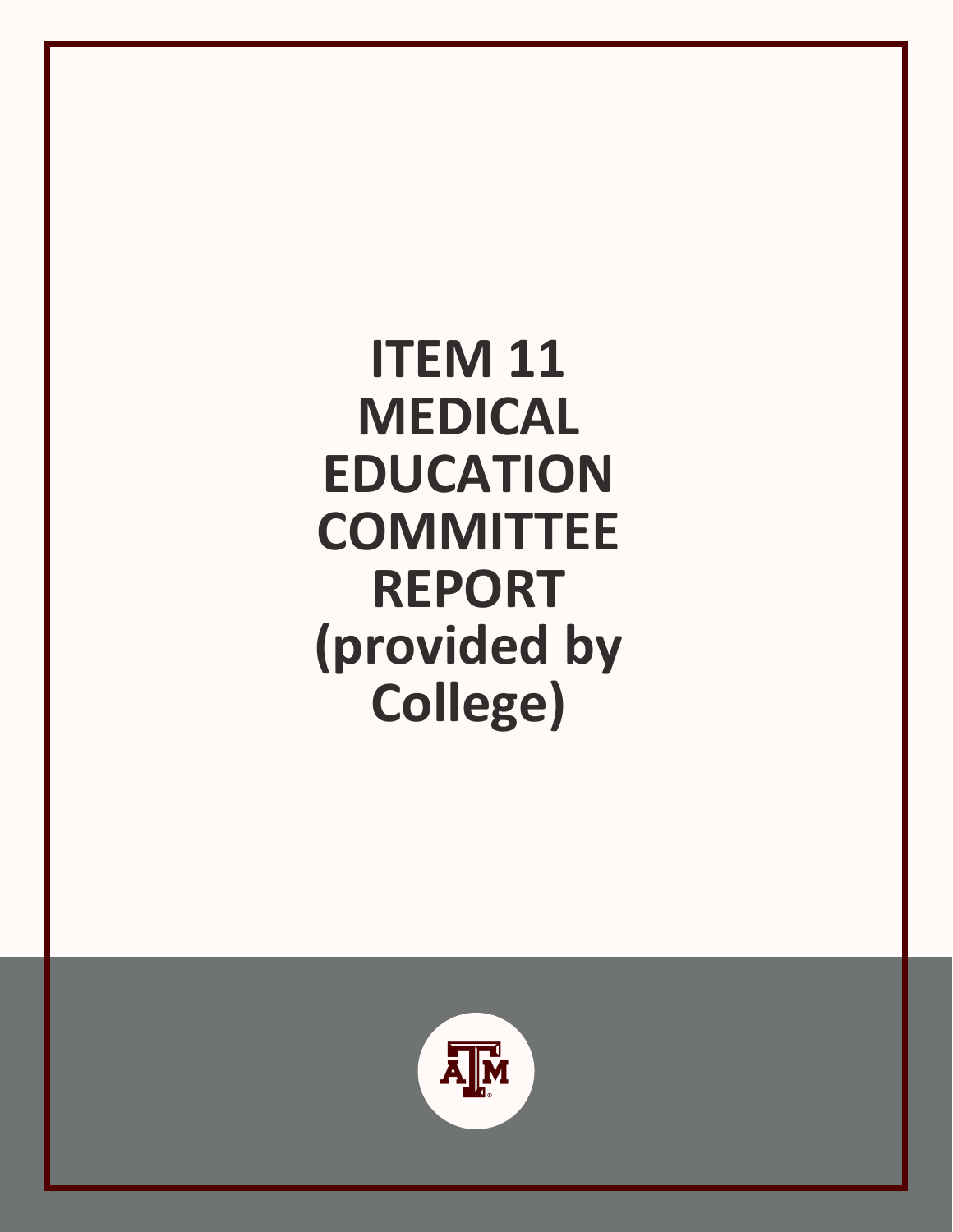# ITEM 11 MEDICAL EDUCATION COMMITTEE REPORT (provided by College)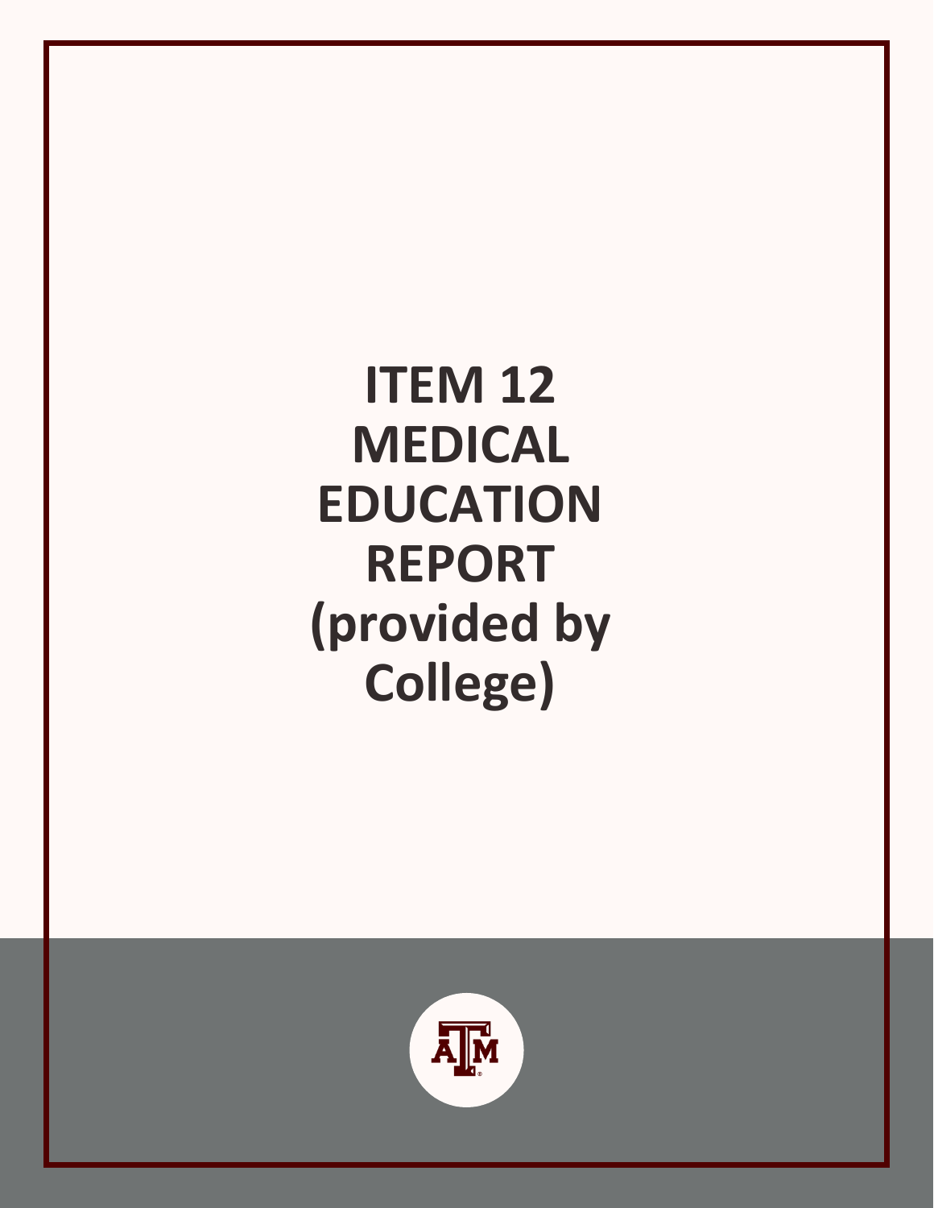# ITEM 12 MEDICAL EDUCATION REPORT (provided by College)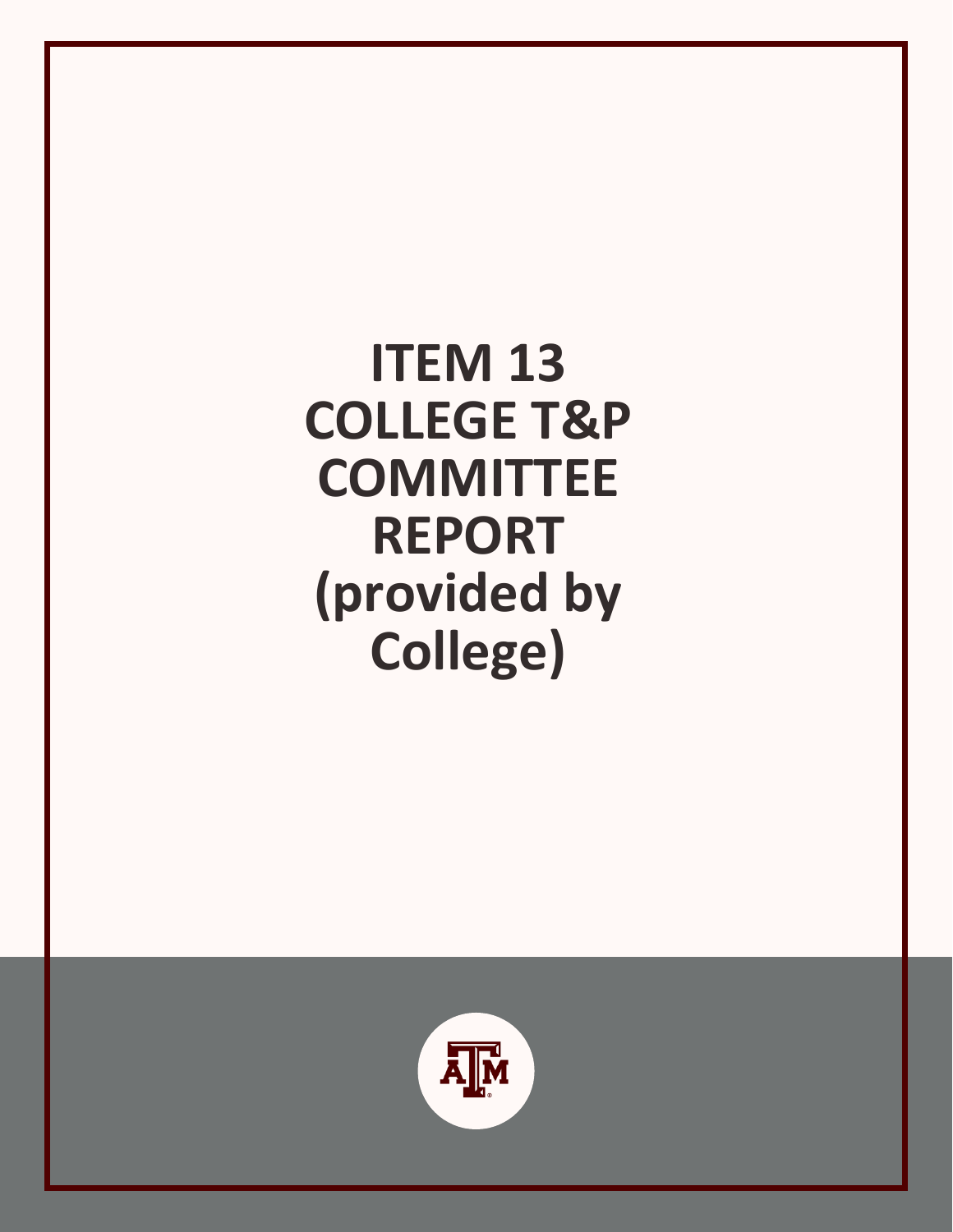# ITEM 13 COLLEGE T&P COMMITTEE REPORT (provided by College)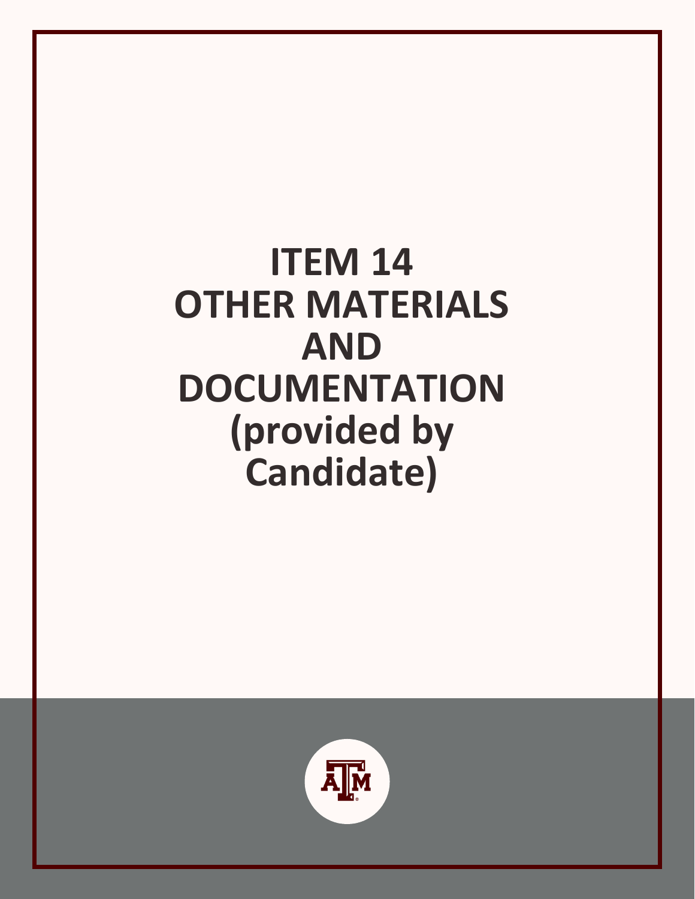# ITEM 14
# OTHER MATERIALS AND DOCUMENTATION
# (provided by Candidate)